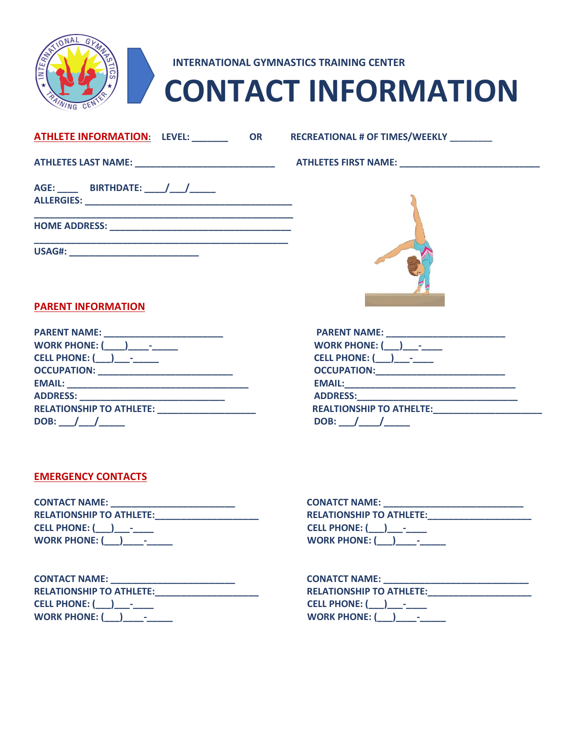INTERNATIONAL GYMNASTICS TRAINING CENTER

# CONTACT INFORMATION

**ATHLETE INFORMATION**: LEVEL: _______ OR RECREATIONAL # OF TIMES/WEEKLY ________

ATHLETES LAST NAME: ___________________________ ATHLETES FIRST NAME: ___________________________

AGE: ____ BIRTHDATE: ____/___/_____

ALLERGIES: ________________________________________
_________________________________________________

HOME ADDRESS: ___________________________________
_________________________________________________

USAG#: _________________________

## PARENT INFORMATION

PARENT NAME: _______________________
WORK PHONE: (____)____-_____
CELL PHONE: (___)___-_____
OCCUPATION: __________________________
EMAIL: ___________________________________
ADDRESS: ____________________________
RELATIONSHIP TO ATHLETE: ___________________
DOB: ___/___/_____

PARENT NAME: _______________________
WORK PHONE: (___)___-____
CELL PHONE: (___)___-____
OCCUPATION:_________________________
EMAIL:_________________________________
ADDRESS:______________________________
REALTIONSHIP TO ATHELTE:_____________________
DOB: ___/____/_____

## EMERGENCY CONTACTS

CONTACT NAME: ________________________
RELATIONSHIP TO ATHLETE:____________________
CELL PHONE: (___)___-____
WORK PHONE: (___)____-_____

CONATCT NAME: ___________________________
RELATIONSHIP TO ATHLETE:____________________
CELL PHONE: (___)___-____
WORK PHONE: (___)____-_____

CONTACT NAME: ________________________
RELATIONSHIP TO ATHLETE:____________________
CELL PHONE: (___)___-____
WORK PHONE: (___)____-_____

CONATCT NAME: ____________________________
RELATIONSHIP TO ATHLETE:____________________
CELL PHONE: (___)___-____
WORK PHONE: (___)____-_____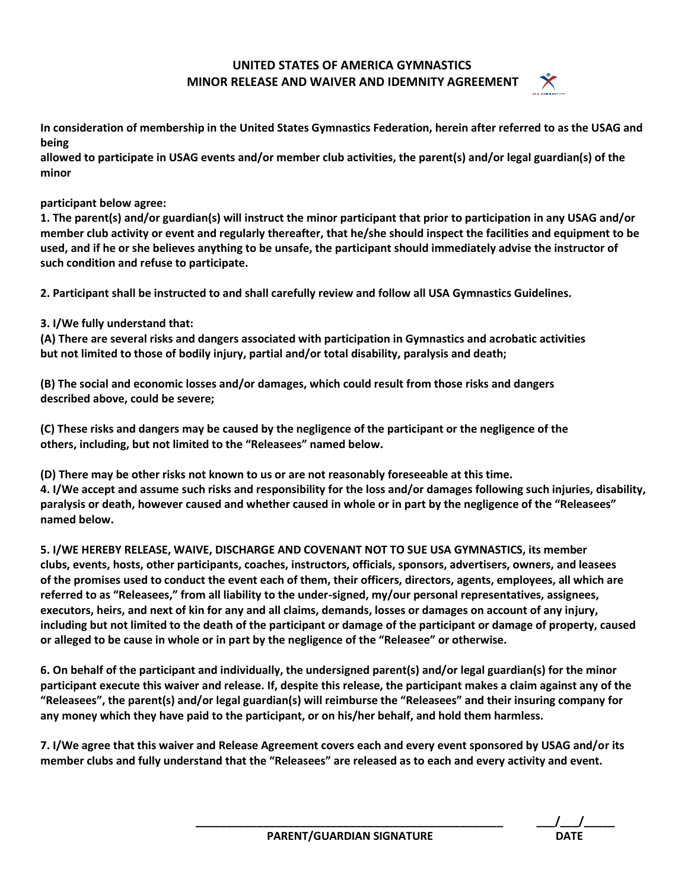# UNITED STATES OF AMERICA GYMNASTICS
# MINOR RELEASE AND WAIVER AND IDEMNITY AGREEMENT

**In consideration of membership in the United States Gymnastics Federation, herein after referred to as the USAG and being**

**allowed to participate in USAG events and/or member club activities, the parent(s) and/or legal guardian(s) of the minor**

**participant below agree:**

**1. The parent(s) and/or guardian(s) will instruct the minor participant that prior to participation in any USAG and/or member club activity or event and regularly thereafter, that he/she should inspect the facilities and equipment to be used, and if he or she believes anything to be unsafe, the participant should immediately advise the instructor of such condition and refuse to participate.**

**2. Participant shall be instructed to and shall carefully review and follow all USA Gymnastics Guidelines.**

**3. I/We fully understand that:**

**(A) There are several risks and dangers associated with participation in Gymnastics and acrobatic activities but not limited to those of bodily injury, partial and/or total disability, paralysis and death;**

**(B) The social and economic losses and/or damages, which could result from those risks and dangers described above, could be severe;**

**(C) These risks and dangers may be caused by the negligence of the participant or the negligence of the others, including, but not limited to the "Releasees" named below.**

**(D) There may be other risks not known to us or are not reasonably foreseeable at this time.**

**4. I/We accept and assume such risks and responsibility for the loss and/or damages following such injuries, disability, paralysis or death, however caused and whether caused in whole or in part by the negligence of the "Releasees" named below.**

**5. I/WE HEREBY RELEASE, WAIVE, DISCHARGE AND COVENANT NOT TO SUE USA GYMNASTICS, its member clubs, events, hosts, other participants, coaches, instructors, officials, sponsors, advertisers, owners, and leasees of the promises used to conduct the event each of them, their officers, directors, agents, employees, all which are referred to as "Releasees," from all liability to the under-signed, my/our personal representatives, assignees, executors, heirs, and next of kin for any and all claims, demands, losses or damages on account of any injury, including but not limited to the death of the participant or damage of the participant or damage of property, caused or alleged to be cause in whole or in part by the negligence of the "Releasee" or otherwise.**

**6. On behalf of the participant and individually, the undersigned parent(s) and/or legal guardian(s) for the minor participant execute this waiver and release. If, despite this release, the participant makes a claim against any of the "Releasees", the parent(s) and/or legal guardian(s) will reimburse the "Releasees" and their insuring company for any money which they have paid to the participant, or on his/her behalf, and hold them harmless.**

**7. I/We agree that this waiver and Release Agreement covers each and every event sponsored by USAG and/or its member clubs and fully understand that the "Releasees" are released as to each and every activity and event.**

**_______________________________________________** **___/___/_____**

**PARENT/GUARDIAN SIGNATURE** **DATE**